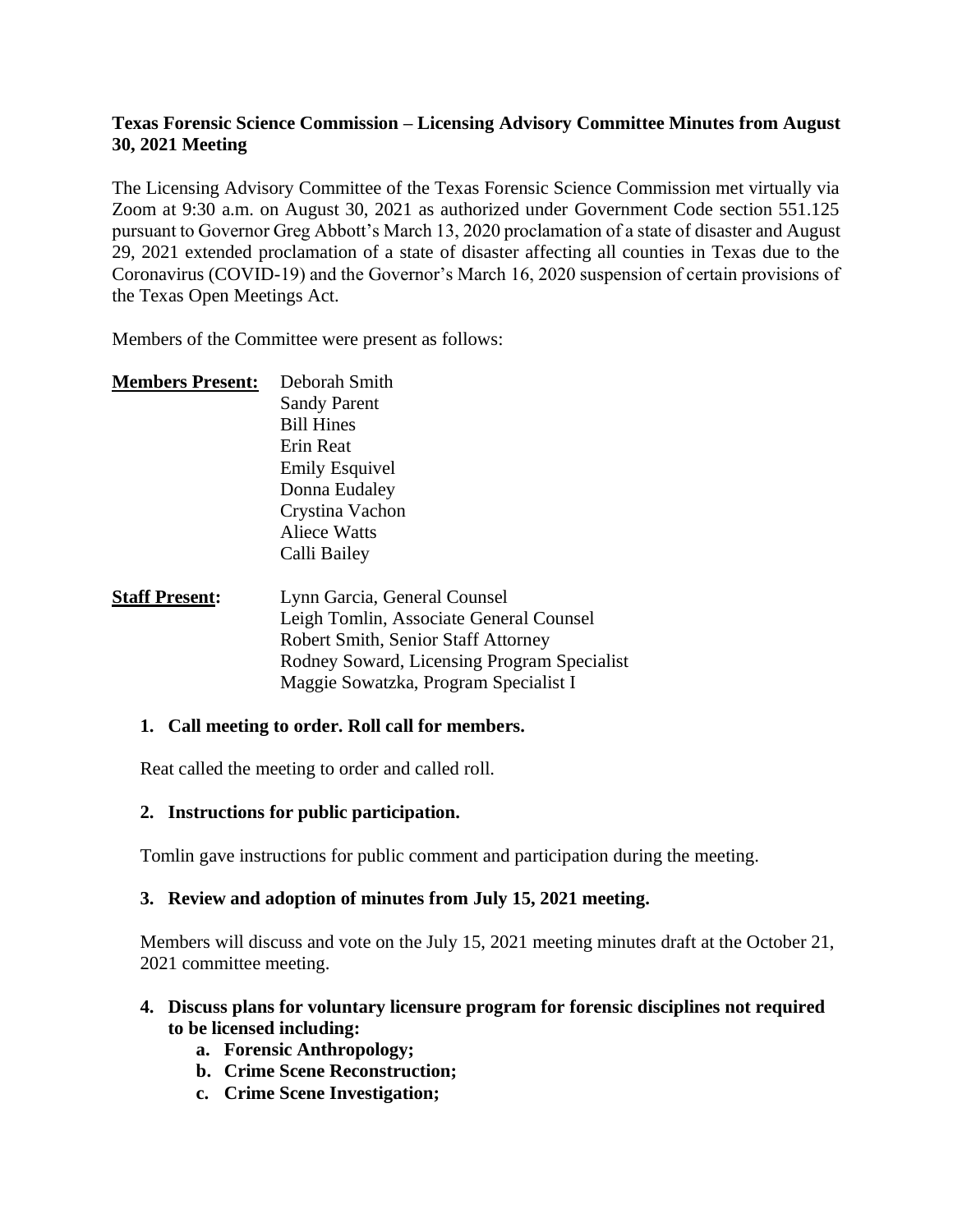**Texas Forensic Science Commission – Licensing Advisory Committee Minutes from August 30, 2021 Meeting**

The Licensing Advisory Committee of the Texas Forensic Science Commission met virtually via Zoom at 9:30 a.m. on August 30, 2021 as authorized under Government Code section 551.125 pursuant to Governor Greg Abbott's March 13, 2020 proclamation of a state of disaster and August 29, 2021 extended proclamation of a state of disaster affecting all counties in Texas due to the Coronavirus (COVID-19) and the Governor's March 16, 2020 suspension of certain provisions of the Texas Open Meetings Act.

Members of the Committee were present as follows:

**Members Present:**
Deborah Smith
Sandy Parent
Bill Hines
Erin Reat
Emily Esquivel
Donna Eudaley
Crystina Vachon
Aliece Watts
Calli Bailey

**Staff Present:**
Lynn Garcia, General Counsel
Leigh Tomlin, Associate General Counsel
Robert Smith, Senior Staff Attorney
Rodney Soward, Licensing Program Specialist
Maggie Sowatzka, Program Specialist I

**1. Call meeting to order. Roll call for members.**

Reat called the meeting to order and called roll.

**2. Instructions for public participation.**

Tomlin gave instructions for public comment and participation during the meeting.

**3. Review and adoption of minutes from July 15, 2021 meeting.**

Members will discuss and vote on the July 15, 2021 meeting minutes draft at the October 21, 2021 committee meeting.

**4. Discuss plans for voluntary licensure program for forensic disciplines not required to be licensed including:**

- **a. Forensic Anthropology;**
- **b. Crime Scene Reconstruction;**
- **c. Crime Scene Investigation;**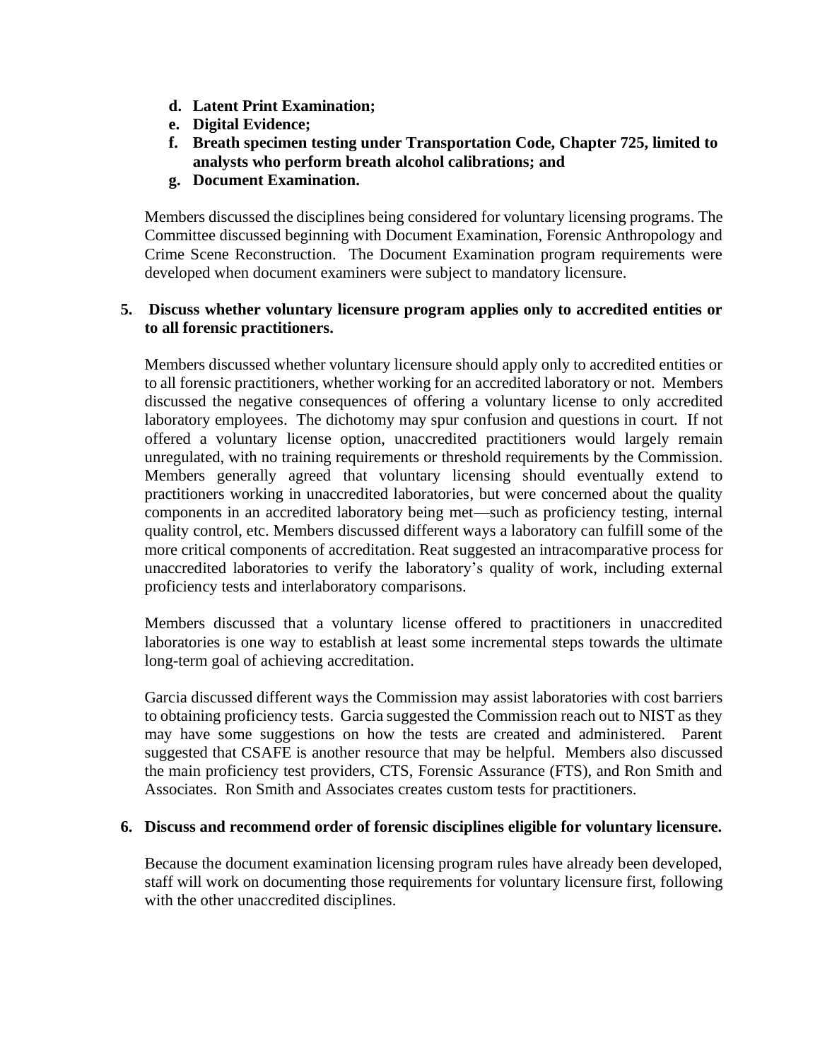d. **Latent Print Examination;**
e. **Digital Evidence;**
f. **Breath specimen testing under Transportation Code, Chapter 725, limited to analysts who perform breath alcohol calibrations; and**
g. **Document Examination.**

Members discussed the disciplines being considered for voluntary licensing programs. The Committee discussed beginning with Document Examination, Forensic Anthropology and Crime Scene Reconstruction. The Document Examination program requirements were developed when document examiners were subject to mandatory licensure.

**5. Discuss whether voluntary licensure program applies only to accredited entities or to all forensic practitioners.**

Members discussed whether voluntary licensure should apply only to accredited entities or to all forensic practitioners, whether working for an accredited laboratory or not. Members discussed the negative consequences of offering a voluntary license to only accredited laboratory employees. The dichotomy may spur confusion and questions in court. If not offered a voluntary license option, unaccredited practitioners would largely remain unregulated, with no training requirements or threshold requirements by the Commission. Members generally agreed that voluntary licensing should eventually extend to practitioners working in unaccredited laboratories, but were concerned about the quality components in an accredited laboratory being met—such as proficiency testing, internal quality control, etc. Members discussed different ways a laboratory can fulfill some of the more critical components of accreditation. Reat suggested an intracomparative process for unaccredited laboratories to verify the laboratory's quality of work, including external proficiency tests and interlaboratory comparisons.

Members discussed that a voluntary license offered to practitioners in unaccredited laboratories is one way to establish at least some incremental steps towards the ultimate long-term goal of achieving accreditation.

Garcia discussed different ways the Commission may assist laboratories with cost barriers to obtaining proficiency tests. Garcia suggested the Commission reach out to NIST as they may have some suggestions on how the tests are created and administered. Parent suggested that CSAFE is another resource that may be helpful. Members also discussed the main proficiency test providers, CTS, Forensic Assurance (FTS), and Ron Smith and Associates. Ron Smith and Associates creates custom tests for practitioners.

**6. Discuss and recommend order of forensic disciplines eligible for voluntary licensure.**

Because the document examination licensing program rules have already been developed, staff will work on documenting those requirements for voluntary licensure first, following with the other unaccredited disciplines.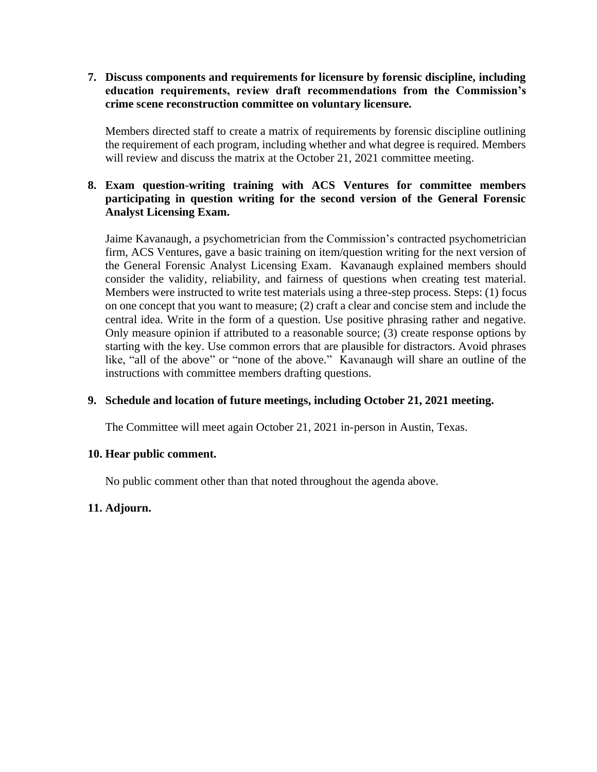**7. Discuss components and requirements for licensure by forensic discipline, including education requirements, review draft recommendations from the Commission's crime scene reconstruction committee on voluntary licensure.**

Members directed staff to create a matrix of requirements by forensic discipline outlining the requirement of each program, including whether and what degree is required. Members will review and discuss the matrix at the October 21, 2021 committee meeting.

**8. Exam question-writing training with ACS Ventures for committee members participating in question writing for the second version of the General Forensic Analyst Licensing Exam.**

Jaime Kavanaugh, a psychometrician from the Commission's contracted psychometrician firm, ACS Ventures, gave a basic training on item/question writing for the next version of the General Forensic Analyst Licensing Exam. Kavanaugh explained members should consider the validity, reliability, and fairness of questions when creating test material. Members were instructed to write test materials using a three-step process. Steps: (1) focus on one concept that you want to measure; (2) craft a clear and concise stem and include the central idea. Write in the form of a question. Use positive phrasing rather and negative. Only measure opinion if attributed to a reasonable source; (3) create response options by starting with the key. Use common errors that are plausible for distractors. Avoid phrases like, "all of the above" or "none of the above." Kavanaugh will share an outline of the instructions with committee members drafting questions.

**9. Schedule and location of future meetings, including October 21, 2021 meeting.**

The Committee will meet again October 21, 2021 in-person in Austin, Texas.

**10. Hear public comment.**

No public comment other than that noted throughout the agenda above.

**11. Adjourn.**